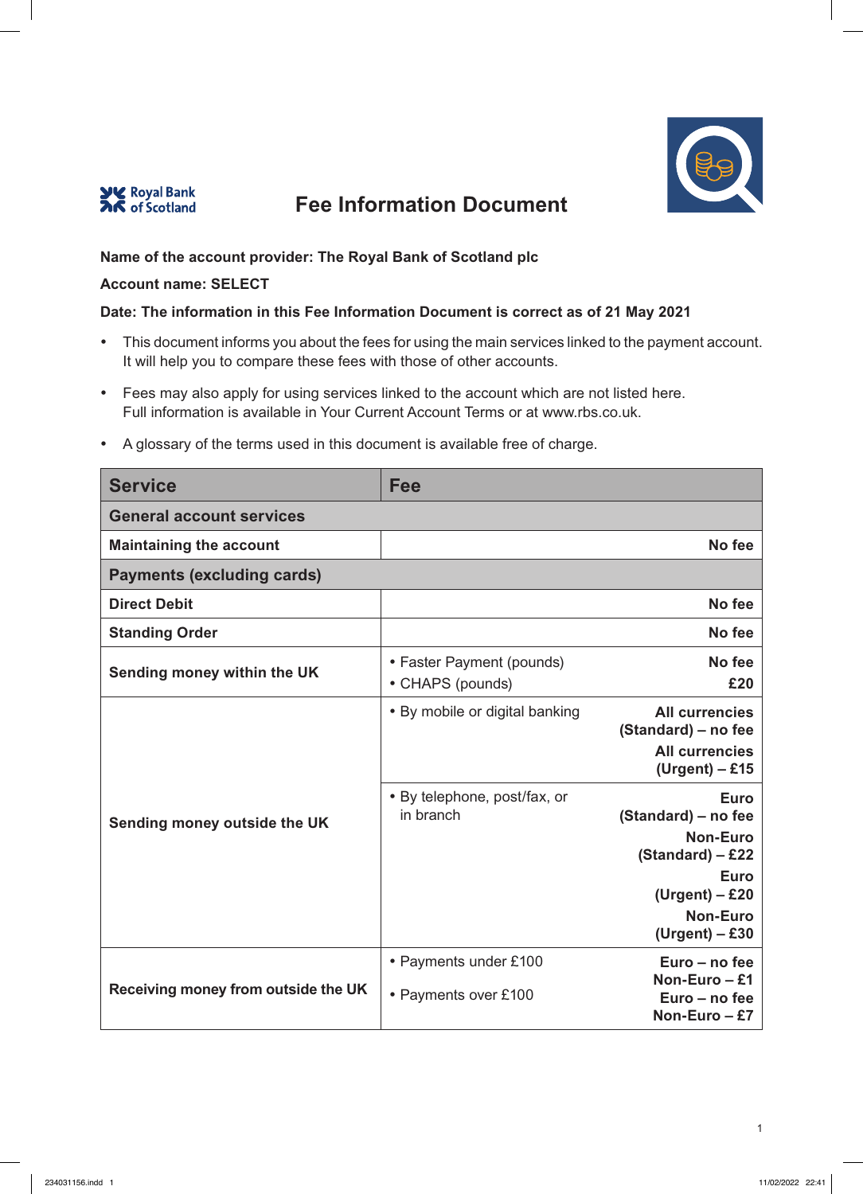Royal Bank of Scotland

# Fee Information Document

**Name of the account provider: The Royal Bank of Scotland plc**

**Account name: SELECT**

**Date: The information in this Fee Information Document is correct as of 21 May 2021**

- This document informs you about the fees for using the main services linked to the payment account. It will help you to compare these fees with those of other accounts.
- Fees may also apply for using services linked to the account which are not listed here. Full information is available in Your Current Account Terms or at www.rbs.co.uk.
- A glossary of the terms used in this document is available free of charge.

| Service | Fee | |
|---|---|---|
| **General account services** | | |
| **Maintaining the account** | | **No fee** |
| **Payments (excluding cards)** | | |
| **Direct Debit** | | **No fee** |
| **Standing Order** | | **No fee** |
| **Sending money within the UK** | • Faster Payment (pounds)<br>• CHAPS (pounds) | **No fee**<br>**£20** |
| **Sending money outside the UK** | • By mobile or digital banking | **All currencies (Standard) – no fee**<br>**All currencies (Urgent) – £15** |
| | • By telephone, post/fax, or in branch | **Euro (Standard) – no fee**<br>**Non-Euro (Standard) – £22**<br>**Euro (Urgent) – £20**<br>**Non-Euro (Urgent) – £30** |
| **Receiving money from outside the UK** | • Payments under £100<br>• Payments over £100 | **Euro – no fee**<br>**Non-Euro – £1**<br>**Euro – no fee**<br>**Non-Euro – £7** |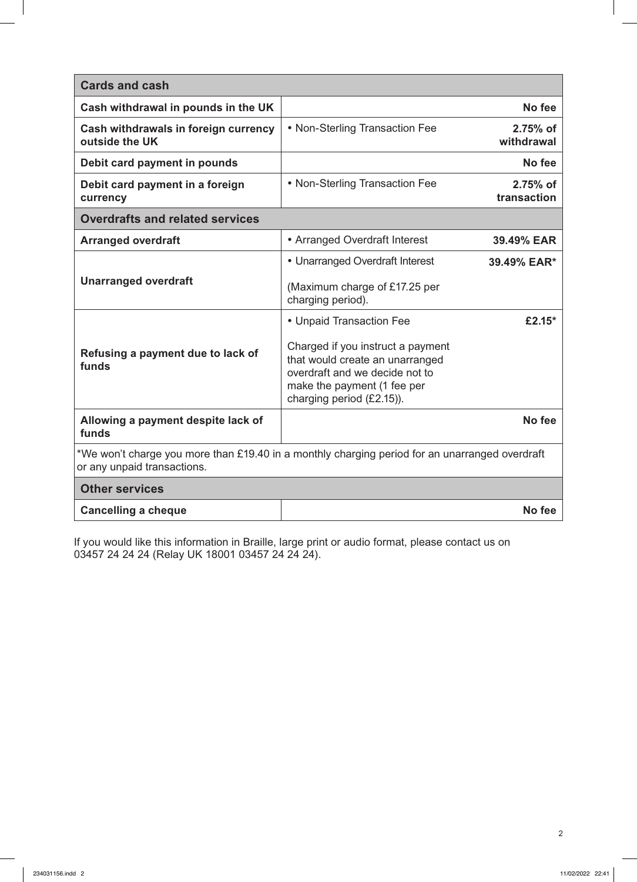| Cards and cash | | |
| --- | --- | --- |
| **Cash withdrawal in pounds in the UK** | | **No fee** |
| **Cash withdrawals in foreign currency outside the UK** | • Non-Sterling Transaction Fee | **2.75% of withdrawal** |
| **Debit card payment in pounds** | | **No fee** |
| **Debit card payment in a foreign currency** | • Non-Sterling Transaction Fee | **2.75% of transaction** |
| **Overdrafts and related services** | | |
| **Arranged overdraft** | • Arranged Overdraft Interest | **39.49% EAR** |
| **Unarranged overdraft** | • Unarranged Overdraft Interest<br><br>(Maximum charge of £17.25 per charging period). | **39.49% EAR*** |
| **Refusing a payment due to lack of funds** | • Unpaid Transaction Fee<br><br>Charged if you instruct a payment that would create an unarranged overdraft and we decide not to make the payment (1 fee per charging period (£2.15)). | **£2.15*** |
| **Allowing a payment despite lack of funds** | | **No fee** |
| *We won't charge you more than £19.40 in a monthly charging period for an unarranged overdraft or any unpaid transactions. | | |
| **Other services** | | |
| **Cancelling a cheque** | | **No fee** |

If you would like this information in Braille, large print or audio format, please contact us on 03457 24 24 24 (Relay UK 18001 03457 24 24 24).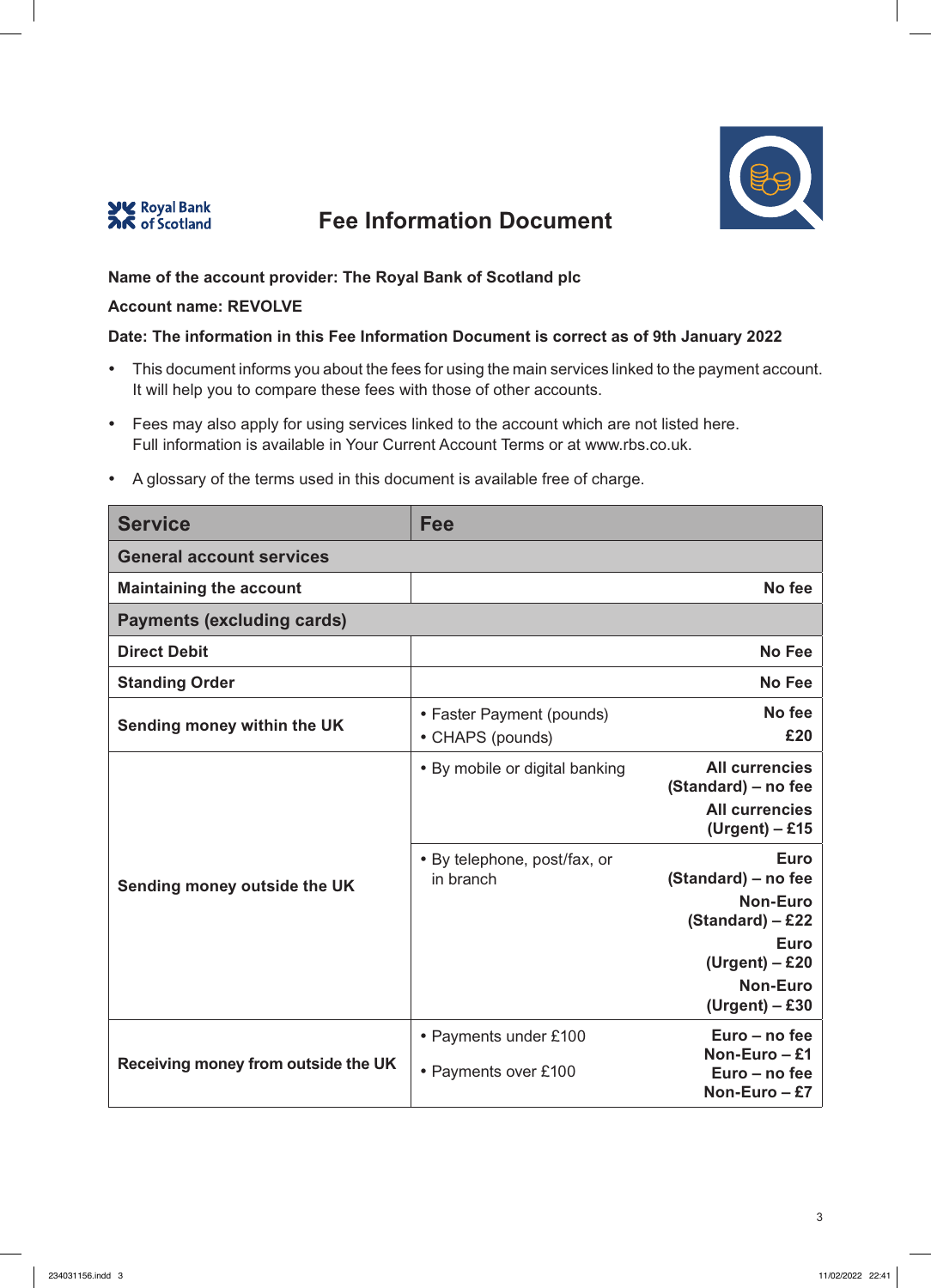# Fee Information Document

**Name of the account provider: The Royal Bank of Scotland plc**

**Account name: REVOLVE**

**Date: The information in this Fee Information Document is correct as of 9th January 2022**

- This document informs you about the fees for using the main services linked to the payment account. It will help you to compare these fees with those of other accounts.
- Fees may also apply for using services linked to the account which are not listed here. Full information is available in Your Current Account Terms or at www.rbs.co.uk.
- A glossary of the terms used in this document is available free of charge.

| Service | Fee | |
|---|---|---|
| **General account services** | | |
| **Maintaining the account** | | **No fee** |
| **Payments (excluding cards)** | | |
| **Direct Debit** | | **No Fee** |
| **Standing Order** | | **No Fee** |
| **Sending money within the UK** | • Faster Payment (pounds)<br>• CHAPS (pounds) | **No fee**<br>**£20** |
| **Sending money outside the UK** | • By mobile or digital banking | **All currencies (Standard) – no fee**<br>**All currencies (Urgent) – £15** |
| | • By telephone, post/fax, or in branch | **Euro (Standard) – no fee**<br>**Non-Euro (Standard) – £22**<br>**Euro (Urgent) – £20**<br>**Non-Euro (Urgent) – £30** |
| **Receiving money from outside the UK** | • Payments under £100 | **Euro – no fee**<br>**Non-Euro – £1** |
| | • Payments over £100 | **Euro – no fee**<br>**Non-Euro – £7** |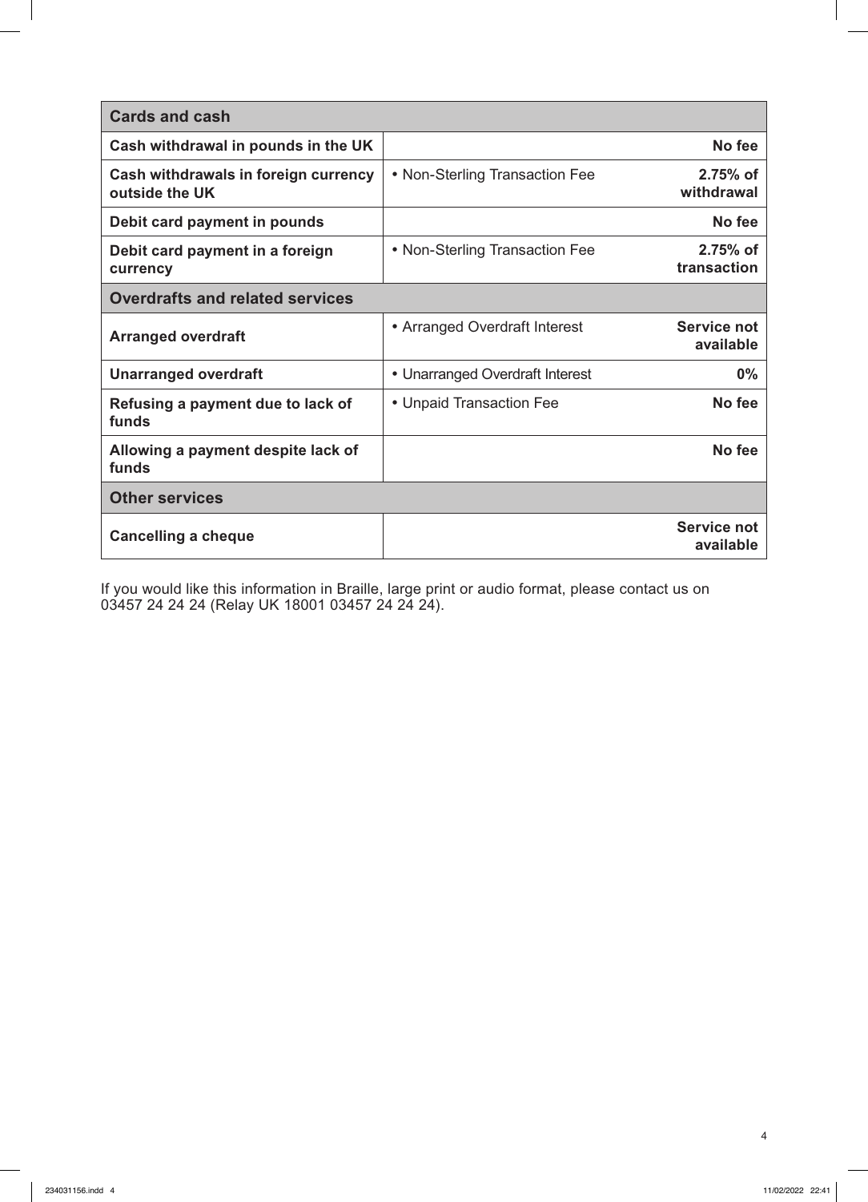| Cards and cash | | |
|---|---|---|
| **Cash withdrawal in pounds in the UK** | | **No fee** |
| **Cash withdrawals in foreign currency outside the UK** | • Non-Sterling Transaction Fee | **2.75% of withdrawal** |
| **Debit card payment in pounds** | | **No fee** |
| **Debit card payment in a foreign currency** | • Non-Sterling Transaction Fee | **2.75% of transaction** |
| **Overdrafts and related services** | | |
| **Arranged overdraft** | • Arranged Overdraft Interest | **Service not available** |
| **Unarranged overdraft** | • Unarranged Overdraft Interest | **0%** |
| **Refusing a payment due to lack of funds** | • Unpaid Transaction Fee | **No fee** |
| **Allowing a payment despite lack of funds** | | **No fee** |
| **Other services** | | |
| **Cancelling a cheque** | | **Service not available** |

If you would like this information in Braille, large print or audio format, please contact us on 03457 24 24 24 (Relay UK 18001 03457 24 24 24).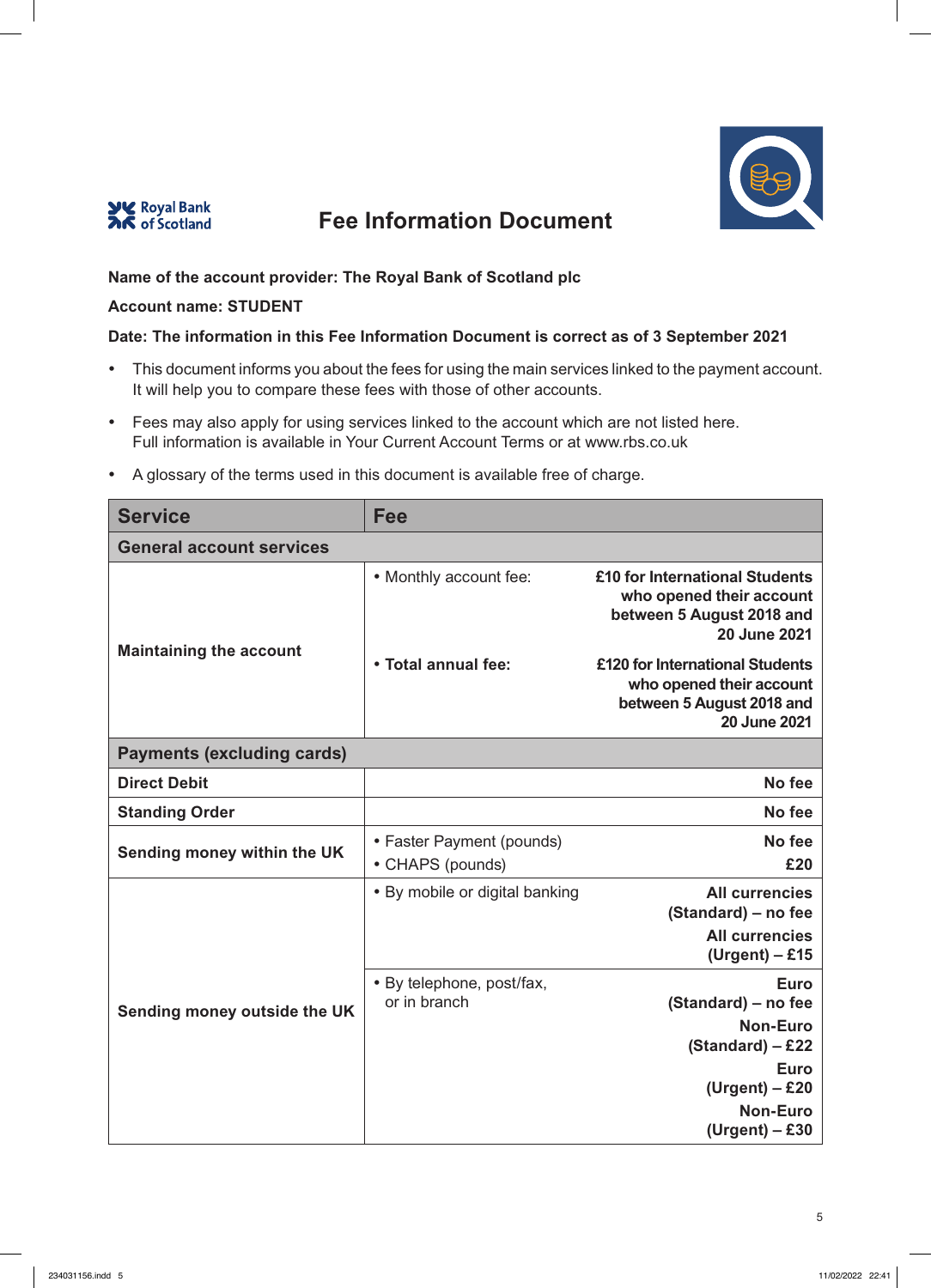Royal Bank of Scotland

# Fee Information Document

**Name of the account provider: The Royal Bank of Scotland plc**

**Account name: STUDENT**

**Date: The information in this Fee Information Document is correct as of 3 September 2021**

- This document informs you about the fees for using the main services linked to the payment account. It will help you to compare these fees with those of other accounts.
- Fees may also apply for using services linked to the account which are not listed here. Full information is available in Your Current Account Terms or at www.rbs.co.uk
- A glossary of the terms used in this document is available free of charge.

| Service | Fee | |
|---|---|---|
| **General account services** | | |
| **Maintaining the account** | • Monthly account fee: | **£10 for International Students who opened their account between 5 August 2018 and 20 June 2021** |
| | • **Total annual fee:** | **£120 for International Students who opened their account between 5 August 2018 and 20 June 2021** |
| **Payments (excluding cards)** | | |
| **Direct Debit** | | **No fee** |
| **Standing Order** | | **No fee** |
| **Sending money within the UK** | • Faster Payment (pounds) | **No fee** |
| | • CHAPS (pounds) | **£20** |
| **Sending money outside the UK** | • By mobile or digital banking | **All currencies (Standard) – no fee** |
| | | **All currencies (Urgent) – £15** |
| | • By telephone, post/fax, or in branch | **Euro (Standard) – no fee** |
| | | **Non-Euro (Standard) – £22** |
| | | **Euro (Urgent) – £20** |
| | | **Non-Euro (Urgent) – £30** |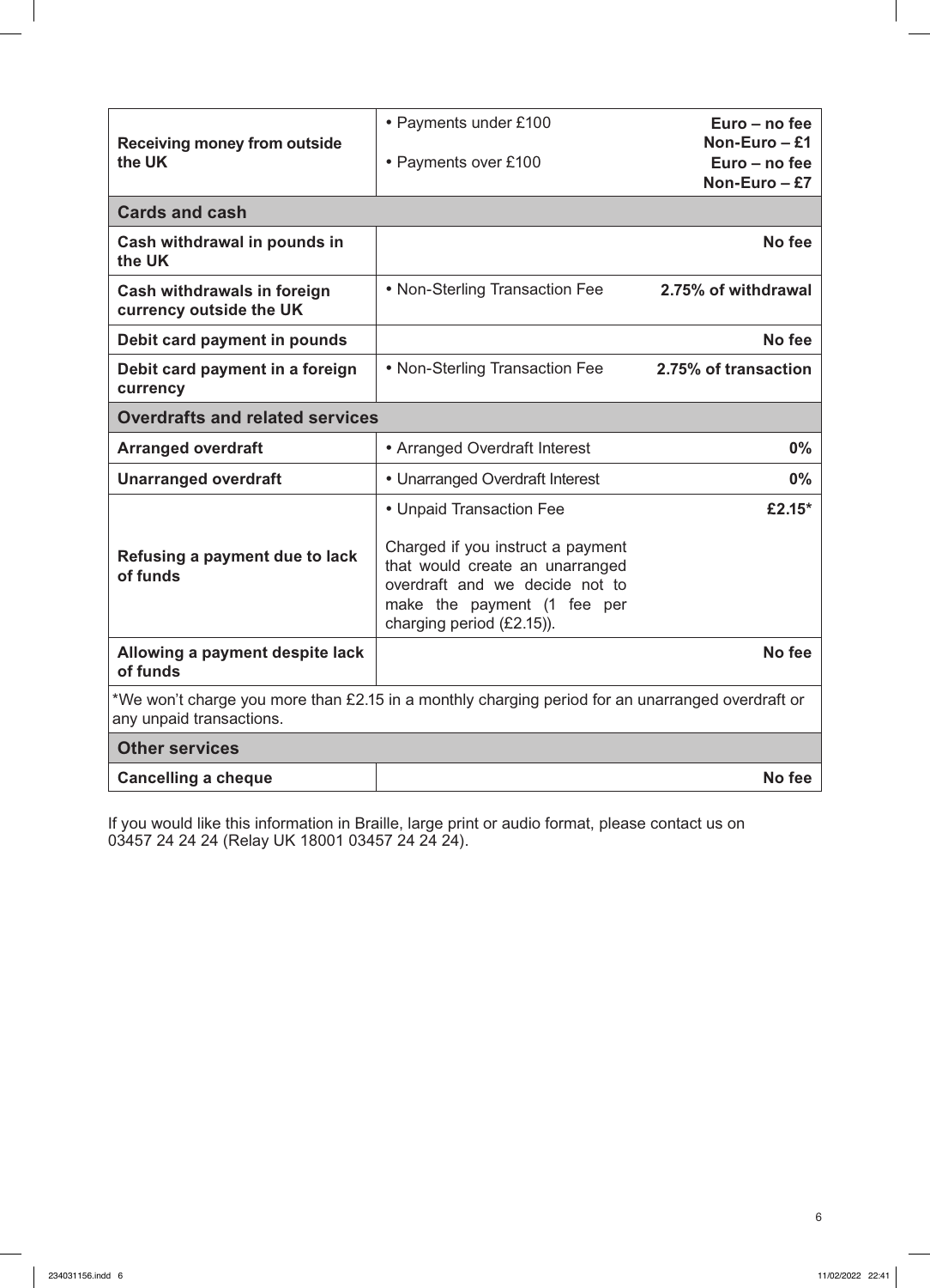| Service | Details | Fee |
|---|---|---|
| **Receiving money from outside the UK** | • Payments under £100 | **Euro – no fee**<br>**Non-Euro – £1** |
| | • Payments over £100 | **Euro – no fee**<br>**Non-Euro – £7** |
| **Cards and cash** | | |
| **Cash withdrawal in pounds in the UK** | | **No fee** |
| **Cash withdrawals in foreign currency outside the UK** | • Non-Sterling Transaction Fee | **2.75% of withdrawal** |
| **Debit card payment in pounds** | | **No fee** |
| **Debit card payment in a foreign currency** | • Non-Sterling Transaction Fee | **2.75% of transaction** |
| **Overdrafts and related services** | | |
| **Arranged overdraft** | • Arranged Overdraft Interest | **0%** |
| **Unarranged overdraft** | • Unarranged Overdraft Interest | **0%** |
| **Refusing a payment due to lack of funds** | • Unpaid Transaction Fee<br><br>Charged if you instruct a payment that would create an unarranged overdraft and we decide not to make the payment (1 fee per charging period (£2.15)). | **£2.15*** |
| **Allowing a payment despite lack of funds** | | **No fee** |
| *We won't charge you more than £2.15 in a monthly charging period for an unarranged overdraft or any unpaid transactions. | | |
| **Other services** | | |
| **Cancelling a cheque** | | **No fee** |

If you would like this information in Braille, large print or audio format, please contact us on 03457 24 24 24 (Relay UK 18001 03457 24 24 24).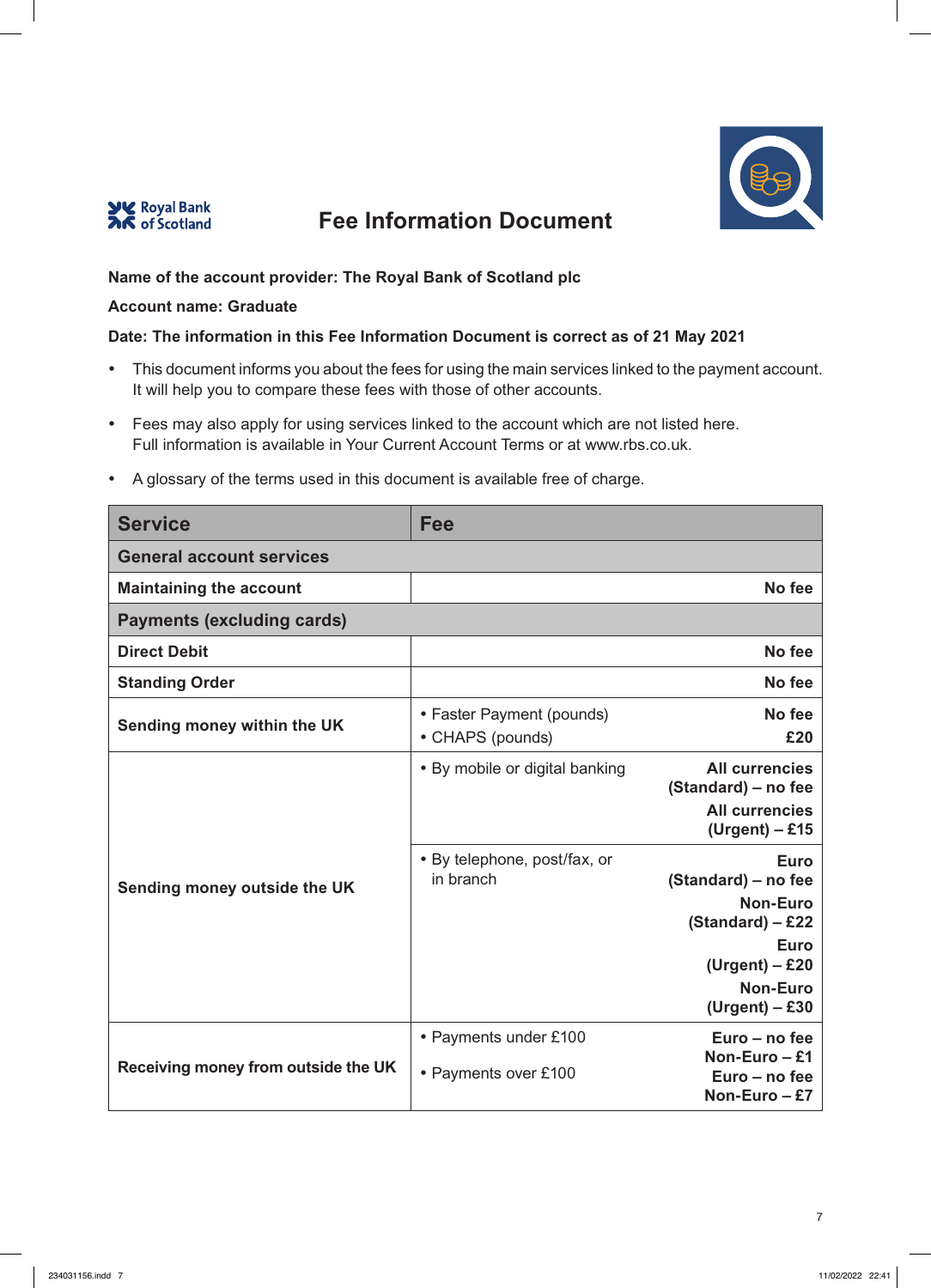Royal Bank of Scotland

# Fee Information Document

**Name of the account provider: The Royal Bank of Scotland plc**

**Account name: Graduate**

**Date: The information in this Fee Information Document is correct as of 21 May 2021**

- This document informs you about the fees for using the main services linked to the payment account. It will help you to compare these fees with those of other accounts.
- Fees may also apply for using services linked to the account which are not listed here. Full information is available in Your Current Account Terms or at www.rbs.co.uk.
- A glossary of the terms used in this document is available free of charge.

| Service | Fee | |
|---|---|---|
| **General account services** | | |
| **Maintaining the account** | | **No fee** |
| **Payments (excluding cards)** | | |
| **Direct Debit** | | **No fee** |
| **Standing Order** | | **No fee** |
| **Sending money within the UK** | • Faster Payment (pounds) | **No fee** |
| | • CHAPS (pounds) | **£20** |
| **Sending money outside the UK** | • By mobile or digital banking | **All currencies (Standard) – no fee** |
| | | **All currencies (Urgent) – £15** |
| | • By telephone, post/fax, or in branch | **Euro (Standard) – no fee** |
| | | **Non-Euro (Standard) – £22** |
| | | **Euro (Urgent) – £20** |
| | | **Non-Euro (Urgent) – £30** |
| **Receiving money from outside the UK** | • Payments under £100 | **Euro – no fee** |
| | | **Non-Euro – £1** |
| | • Payments over £100 | **Euro – no fee** |
| | | **Non-Euro – £7** |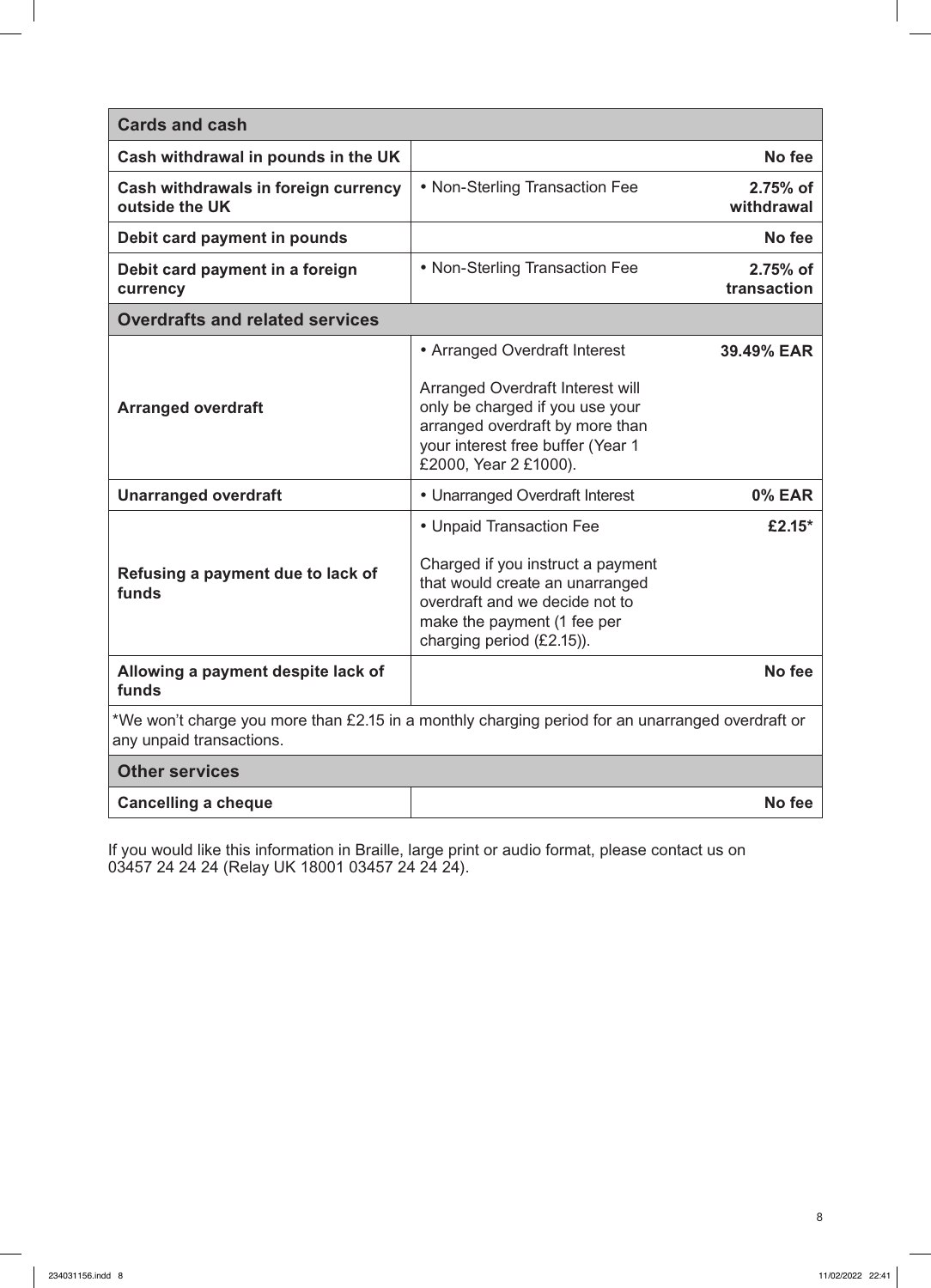| Cards and cash | | |
|---|---|---|
| **Cash withdrawal in pounds in the UK** | | **No fee** |
| **Cash withdrawals in foreign currency outside the UK** | • Non-Sterling Transaction Fee | **2.75% of withdrawal** |
| **Debit card payment in pounds** | | **No fee** |
| **Debit card payment in a foreign currency** | • Non-Sterling Transaction Fee | **2.75% of transaction** |
| **Overdrafts and related services** | | |
| **Arranged overdraft** | • Arranged Overdraft Interest<br><br>Arranged Overdraft Interest will only be charged if you use your arranged overdraft by more than your interest free buffer (Year 1 £2000, Year 2 £1000). | **39.49% EAR** |
| **Unarranged overdraft** | • Unarranged Overdraft Interest | **0% EAR** |
| **Refusing a payment due to lack of funds** | • Unpaid Transaction Fee<br><br>Charged if you instruct a payment that would create an unarranged overdraft and we decide not to make the payment (1 fee per charging period (£2.15)). | **£2.15*** |
| **Allowing a payment despite lack of funds** | | **No fee** |
| *We won't charge you more than £2.15 in a monthly charging period for an unarranged overdraft or any unpaid transactions. | | |
| **Other services** | | |
| **Cancelling a cheque** | | **No fee** |

If you would like this information in Braille, large print or audio format, please contact us on 03457 24 24 24 (Relay UK 18001 03457 24 24 24).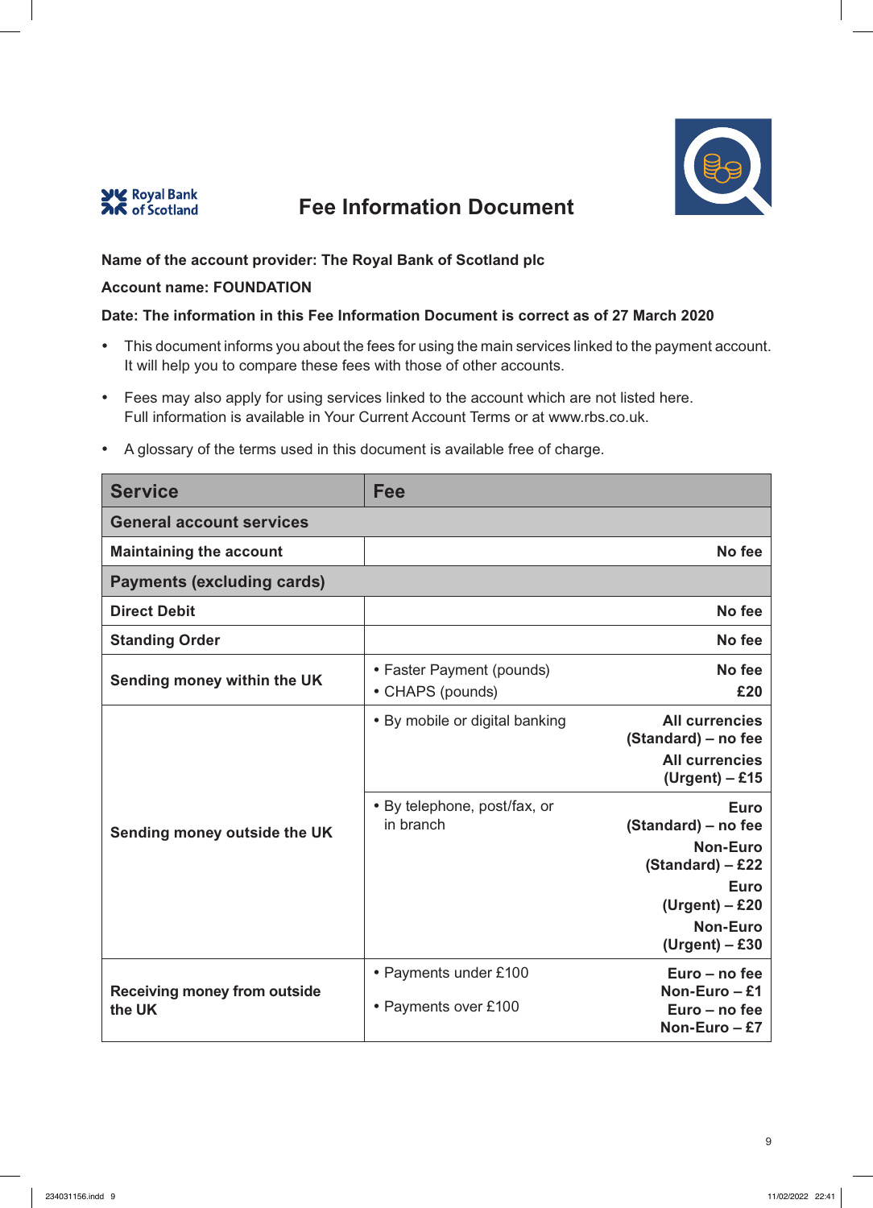# Fee Information Document

**Name of the account provider: The Royal Bank of Scotland plc**

**Account name: FOUNDATION**

**Date: The information in this Fee Information Document is correct as of 27 March 2020**

- This document informs you about the fees for using the main services linked to the payment account. It will help you to compare these fees with those of other accounts.
- Fees may also apply for using services linked to the account which are not listed here. Full information is available in Your Current Account Terms or at www.rbs.co.uk.
- A glossary of the terms used in this document is available free of charge.

| Service | Fee | |
|---|---|---|
| **General account services** | | |
| **Maintaining the account** | | **No fee** |
| **Payments (excluding cards)** | | |
| **Direct Debit** | | **No fee** |
| **Standing Order** | | **No fee** |
| **Sending money within the UK** | • Faster Payment (pounds) | **No fee** |
| | • CHAPS (pounds) | **£20** |
| **Sending money outside the UK** | • By mobile or digital banking | **All currencies (Standard) – no fee**<br>**All currencies (Urgent) – £15** |
| | • By telephone, post/fax, or in branch | **Euro (Standard) – no fee**<br>**Non-Euro (Standard) – £22**<br>**Euro (Urgent) – £20**<br>**Non-Euro (Urgent) – £30** |
| **Receiving money from outside the UK** | • Payments under £100 | **Euro – no fee**<br>**Non-Euro – £1** |
| | • Payments over £100 | **Euro – no fee**<br>**Non-Euro – £7** |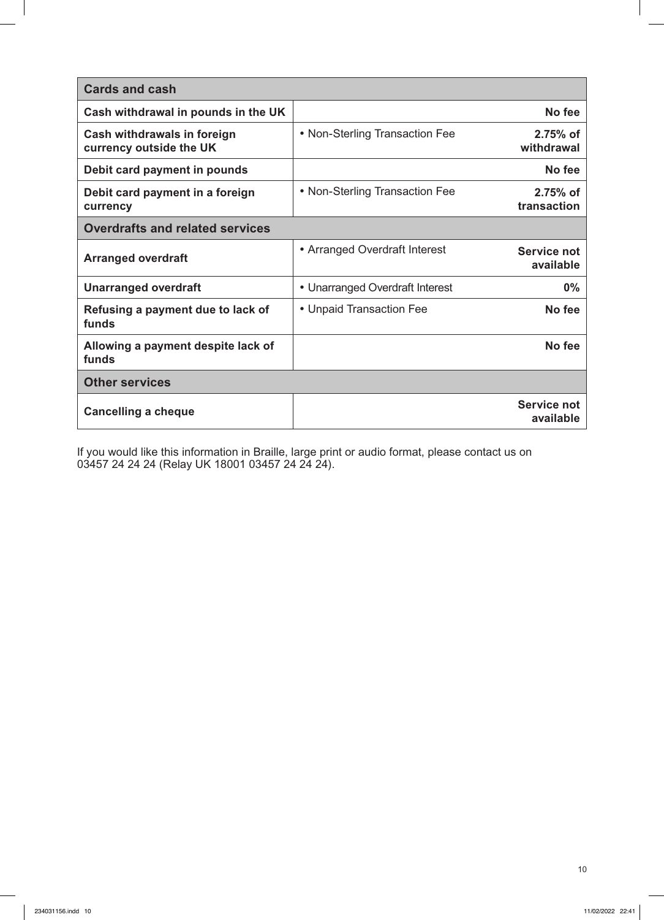| **Cards and cash** | | |
|---|---|---|
| **Cash withdrawal in pounds in the UK** | | **No fee** |
| **Cash withdrawals in foreign currency outside the UK** | • Non-Sterling Transaction Fee | **2.75% of withdrawal** |
| **Debit card payment in pounds** | | **No fee** |
| **Debit card payment in a foreign currency** | • Non-Sterling Transaction Fee | **2.75% of transaction** |
| **Overdrafts and related services** | | |
| **Arranged overdraft** | • Arranged Overdraft Interest | **Service not available** |
| **Unarranged overdraft** | • Unarranged Overdraft Interest | **0%** |
| **Refusing a payment due to lack of funds** | • Unpaid Transaction Fee | **No fee** |
| **Allowing a payment despite lack of funds** | | **No fee** |
| **Other services** | | |
| **Cancelling a cheque** | | **Service not available** |

If you would like this information in Braille, large print or audio format, please contact us on 03457 24 24 24 (Relay UK 18001 03457 24 24 24).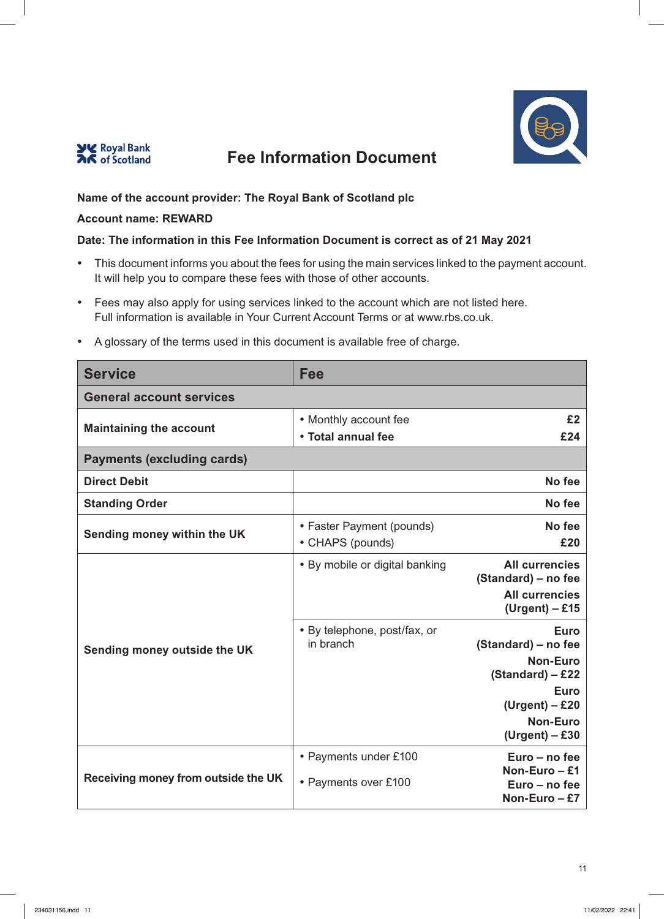Royal Bank of Scotland

# Fee Information Document

**Name of the account provider: The Royal Bank of Scotland plc**

**Account name: REWARD**

**Date: The information in this Fee Information Document is correct as of 21 May 2021**

- This document informs you about the fees for using the main services linked to the payment account. It will help you to compare these fees with those of other accounts.
- Fees may also apply for using services linked to the account which are not listed here. Full information is available in Your Current Account Terms or at www.rbs.co.uk.
- A glossary of the terms used in this document is available free of charge.

| Service | Fee | |
|---|---|---|
| **General account services** | | |
| **Maintaining the account** | • Monthly account fee<br>• **Total annual fee** | **£2**<br>**£24** |
| **Payments (excluding cards)** | | |
| **Direct Debit** | | **No fee** |
| **Standing Order** | | **No fee** |
| **Sending money within the UK** | • Faster Payment (pounds)<br>• CHAPS (pounds) | **No fee**<br>**£20** |
| **Sending money outside the UK** | • By mobile or digital banking | **All currencies (Standard) – no fee**<br>**All currencies (Urgent) – £15** |
| | • By telephone, post/fax, or in branch | **Euro (Standard) – no fee**<br>**Non-Euro (Standard) – £22**<br>**Euro (Urgent) – £20**<br>**Non-Euro (Urgent) – £30** |
| **Receiving money from outside the UK** | • Payments under £100 | **Euro – no fee**<br>**Non-Euro – £1** |
| | • Payments over £100 | **Euro – no fee**<br>**Non-Euro – £7** |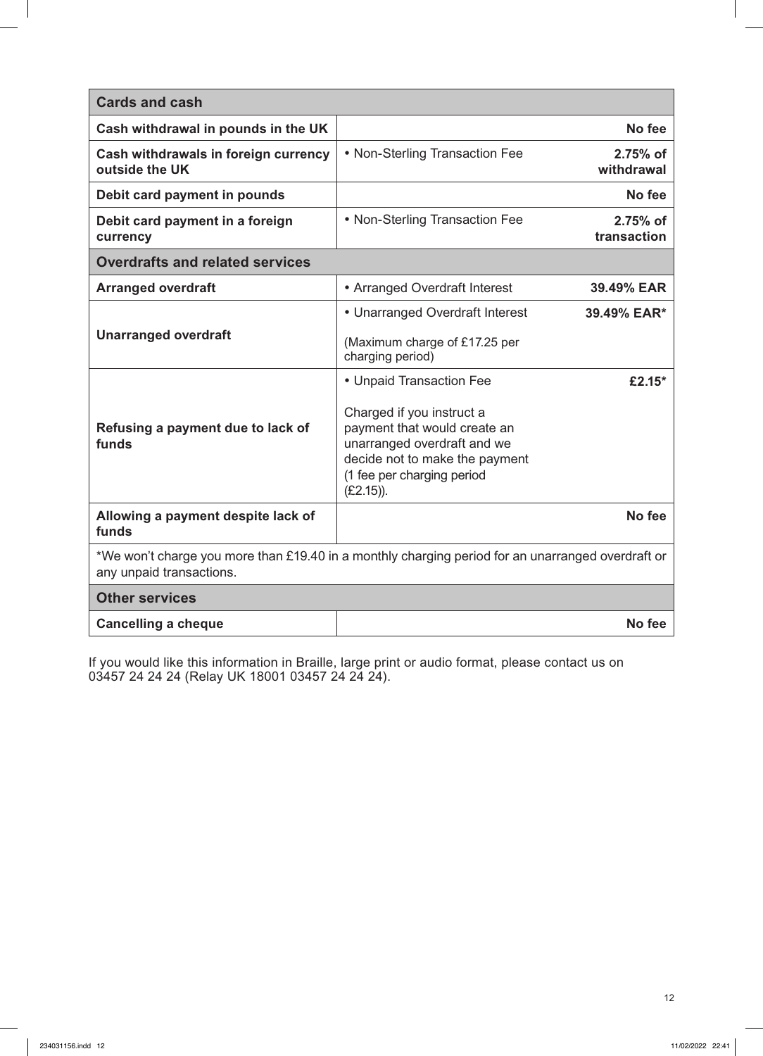| Cards and cash | | |
|---|---|---|
| **Cash withdrawal in pounds in the UK** | | **No fee** |
| **Cash withdrawals in foreign currency outside the UK** | • Non-Sterling Transaction Fee | **2.75% of withdrawal** |
| **Debit card payment in pounds** | | **No fee** |
| **Debit card payment in a foreign currency** | • Non-Sterling Transaction Fee | **2.75% of transaction** |
| **Overdrafts and related services** | | |
| **Arranged overdraft** | • Arranged Overdraft Interest | **39.49% EAR** |
| **Unarranged overdraft** | • Unarranged Overdraft Interest<br><br>(Maximum charge of £17.25 per charging period) | **39.49% EAR*** |
| **Refusing a payment due to lack of funds** | • Unpaid Transaction Fee<br><br>Charged if you instruct a payment that would create an unarranged overdraft and we decide not to make the payment (1 fee per charging period (£2.15)). | **£2.15*** |
| **Allowing a payment despite lack of funds** | | **No fee** |
| *We won't charge you more than £19.40 in a monthly charging period for an unarranged overdraft or any unpaid transactions. | | |
| **Other services** | | |
| **Cancelling a cheque** | | **No fee** |

If you would like this information in Braille, large print or audio format, please contact us on 03457 24 24 24 (Relay UK 18001 03457 24 24 24).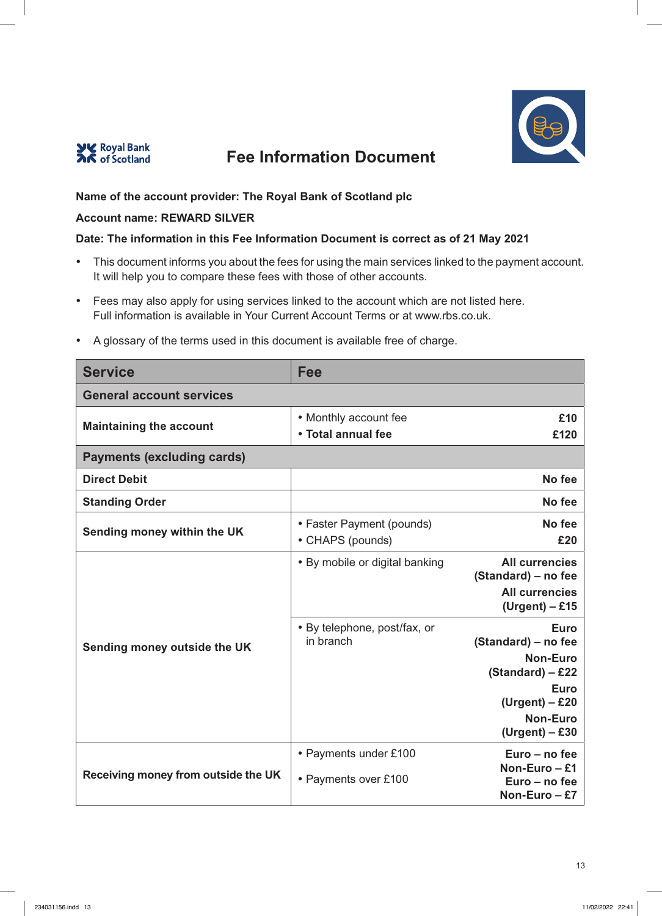Royal Bank of Scotland

# Fee Information Document

**Name of the account provider: The Royal Bank of Scotland plc**

**Account name: REWARD SILVER**

**Date: The information in this Fee Information Document is correct as of 21 May 2021**

- This document informs you about the fees for using the main services linked to the payment account. It will help you to compare these fees with those of other accounts.
- Fees may also apply for using services linked to the account which are not listed here. Full information is available in Your Current Account Terms or at www.rbs.co.uk.
- A glossary of the terms used in this document is available free of charge.

| Service | Fee | |
|---|---|---|
| **General account services** | | |
| **Maintaining the account** | • Monthly account fee<br>• **Total annual fee** | **£10**<br>**£120** |
| **Payments (excluding cards)** | | |
| **Direct Debit** | | **No fee** |
| **Standing Order** | | **No fee** |
| **Sending money within the UK** | • Faster Payment (pounds)<br>• CHAPS (pounds) | **No fee**<br>**£20** |
| **Sending money outside the UK** | • By mobile or digital banking | **All currencies (Standard) – no fee**<br>**All currencies (Urgent) – £15** |
| | • By telephone, post/fax, or in branch | **Euro (Standard) – no fee**<br>**Non-Euro (Standard) – £22**<br>**Euro (Urgent) – £20**<br>**Non-Euro (Urgent) – £30** |
| **Receiving money from outside the UK** | • Payments under £100 | **Euro – no fee**<br>**Non-Euro – £1** |
| | • Payments over £100 | **Euro – no fee**<br>**Non-Euro – £7** |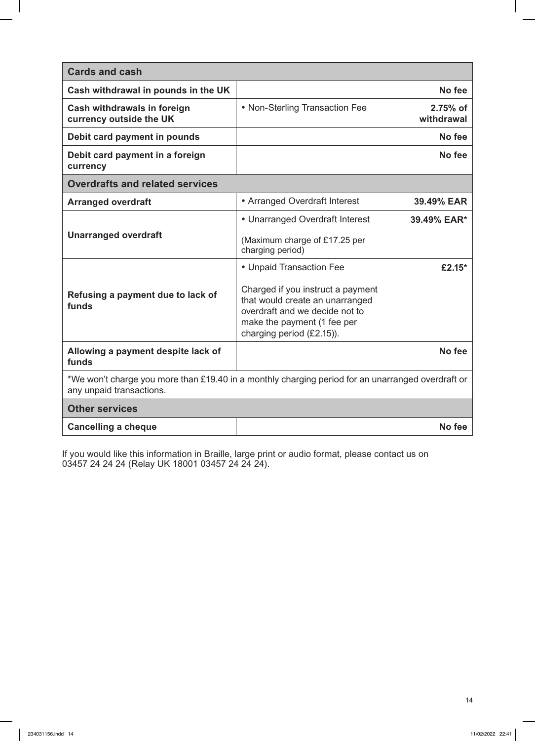| Cards and cash | | |
|---|---|---|
| **Cash withdrawal in pounds in the UK** | | **No fee** |
| **Cash withdrawals in foreign currency outside the UK** | • Non-Sterling Transaction Fee | **2.75% of withdrawal** |
| **Debit card payment in pounds** | | **No fee** |
| **Debit card payment in a foreign currency** | | **No fee** |
| **Overdrafts and related services** | | |
| **Arranged overdraft** | • Arranged Overdraft Interest | **39.49% EAR** |
| **Unarranged overdraft** | • Unarranged Overdraft Interest<br><br>(Maximum charge of £17.25 per charging period) | **39.49% EAR*** |
| **Refusing a payment due to lack of funds** | • Unpaid Transaction Fee<br><br>Charged if you instruct a payment that would create an unarranged overdraft and we decide not to make the payment (1 fee per charging period (£2.15)). | **£2.15*** |
| **Allowing a payment despite lack of funds** | | **No fee** |
| *We won't charge you more than £19.40 in a monthly charging period for an unarranged overdraft or any unpaid transactions. | | |
| **Other services** | | |
| **Cancelling a cheque** | | **No fee** |

If you would like this information in Braille, large print or audio format, please contact us on 03457 24 24 24 (Relay UK 18001 03457 24 24 24).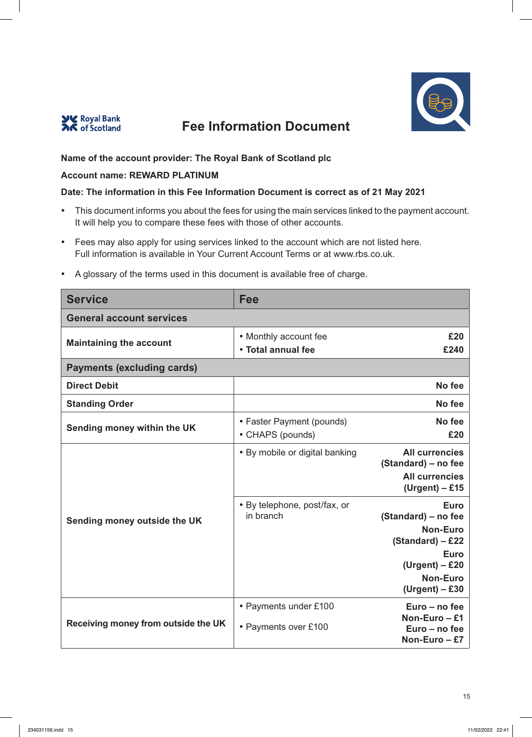Royal Bank of Scotland

# Fee Information Document

**Name of the account provider: The Royal Bank of Scotland plc**

**Account name: REWARD PLATINUM**

**Date: The information in this Fee Information Document is correct as of 21 May 2021**

- This document informs you about the fees for using the main services linked to the payment account. It will help you to compare these fees with those of other accounts.
- Fees may also apply for using services linked to the account which are not listed here. Full information is available in Your Current Account Terms or at www.rbs.co.uk.
- A glossary of the terms used in this document is available free of charge.

| Service | Fee | |
|---|---|---|
| **General account services** | | |
| **Maintaining the account** | • Monthly account fee<br>• **Total annual fee** | **£20**<br>**£240** |
| **Payments (excluding cards)** | | |
| **Direct Debit** | | **No fee** |
| **Standing Order** | | **No fee** |
| **Sending money within the UK** | • Faster Payment (pounds)<br>• CHAPS (pounds) | **No fee**<br>**£20** |
| **Sending money outside the UK** | • By mobile or digital banking | **All currencies (Standard) – no fee**<br>**All currencies (Urgent) – £15** |
| | • By telephone, post/fax, or in branch | **Euro (Standard) – no fee**<br>**Non-Euro (Standard) – £22**<br>**Euro (Urgent) – £20**<br>**Non-Euro (Urgent) – £30** |
| **Receiving money from outside the UK** | • Payments under £100 | **Euro – no fee**<br>**Non-Euro – £1** |
| | • Payments over £100 | **Euro – no fee**<br>**Non-Euro – £7** |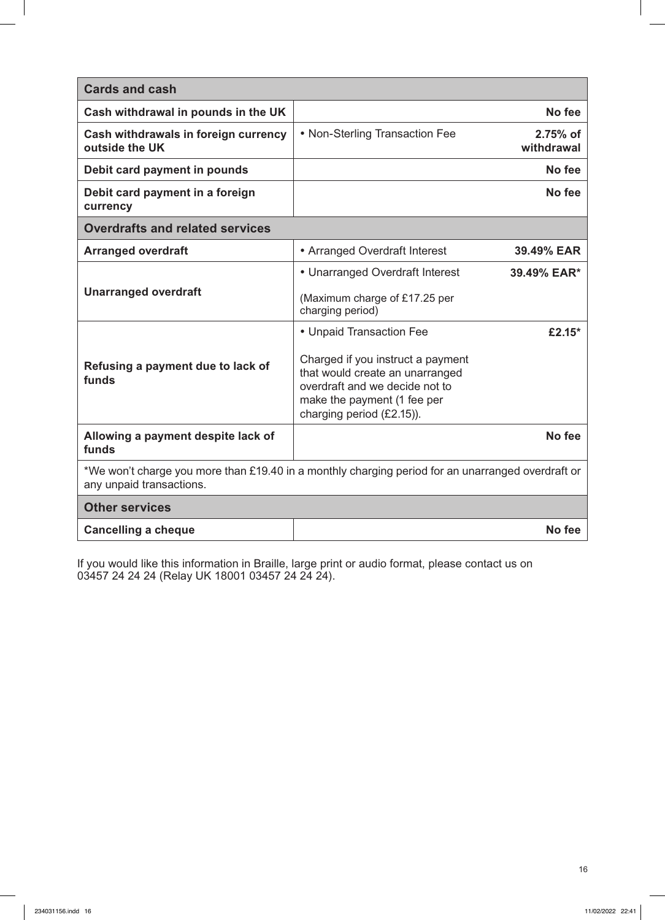| Cards and cash | | |
|---|---|---|
| **Cash withdrawal in pounds in the UK** | | **No fee** |
| **Cash withdrawals in foreign currency outside the UK** | • Non-Sterling Transaction Fee | **2.75% of withdrawal** |
| **Debit card payment in pounds** | | **No fee** |
| **Debit card payment in a foreign currency** | | **No fee** |
| **Overdrafts and related services** | | |
| **Arranged overdraft** | • Arranged Overdraft Interest | **39.49% EAR** |
| **Unarranged overdraft** | • Unarranged Overdraft Interest<br><br>(Maximum charge of £17.25 per charging period) | **39.49% EAR*** |
| **Refusing a payment due to lack of funds** | • Unpaid Transaction Fee<br><br>Charged if you instruct a payment that would create an unarranged overdraft and we decide not to make the payment (1 fee per charging period (£2.15)). | **£2.15*** |
| **Allowing a payment despite lack of funds** | | **No fee** |
| *We won't charge you more than £19.40 in a monthly charging period for an unarranged overdraft or any unpaid transactions. | | |
| **Other services** | | |
| **Cancelling a cheque** | | **No fee** |

If you would like this information in Braille, large print or audio format, please contact us on 03457 24 24 24 (Relay UK 18001 03457 24 24 24).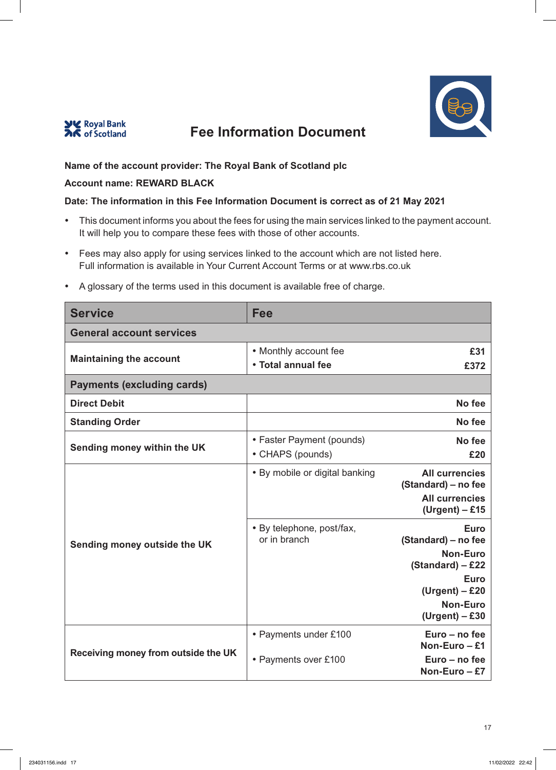Royal Bank of Scotland

# Fee Information Document

**Name of the account provider: The Royal Bank of Scotland plc**

**Account name: REWARD BLACK**

**Date: The information in this Fee Information Document is correct as of 21 May 2021**

- This document informs you about the fees for using the main services linked to the payment account. It will help you to compare these fees with those of other accounts.
- Fees may also apply for using services linked to the account which are not listed here. Full information is available in Your Current Account Terms or at www.rbs.co.uk
- A glossary of the terms used in this document is available free of charge.

| Service | Fee | |
|---|---|---|
| **General account services** | | |
| **Maintaining the account** | • Monthly account fee<br>• **Total annual fee** | **£31**<br>**£372** |
| **Payments (excluding cards)** | | |
| **Direct Debit** | | **No fee** |
| **Standing Order** | | **No fee** |
| **Sending money within the UK** | • Faster Payment (pounds)<br>• CHAPS (pounds) | **No fee**<br>**£20** |
| **Sending money outside the UK** | • By mobile or digital banking | **All currencies (Standard) – no fee**<br>**All currencies (Urgent) – £15** |
| | • By telephone, post/fax, or in branch | **Euro (Standard) – no fee**<br>**Non-Euro (Standard) – £22**<br>**Euro (Urgent) – £20**<br>**Non-Euro (Urgent) – £30** |
| **Receiving money from outside the UK** | • Payments under £100 | **Euro – no fee**<br>**Non-Euro – £1** |
| | • Payments over £100 | **Euro – no fee**<br>**Non-Euro – £7** |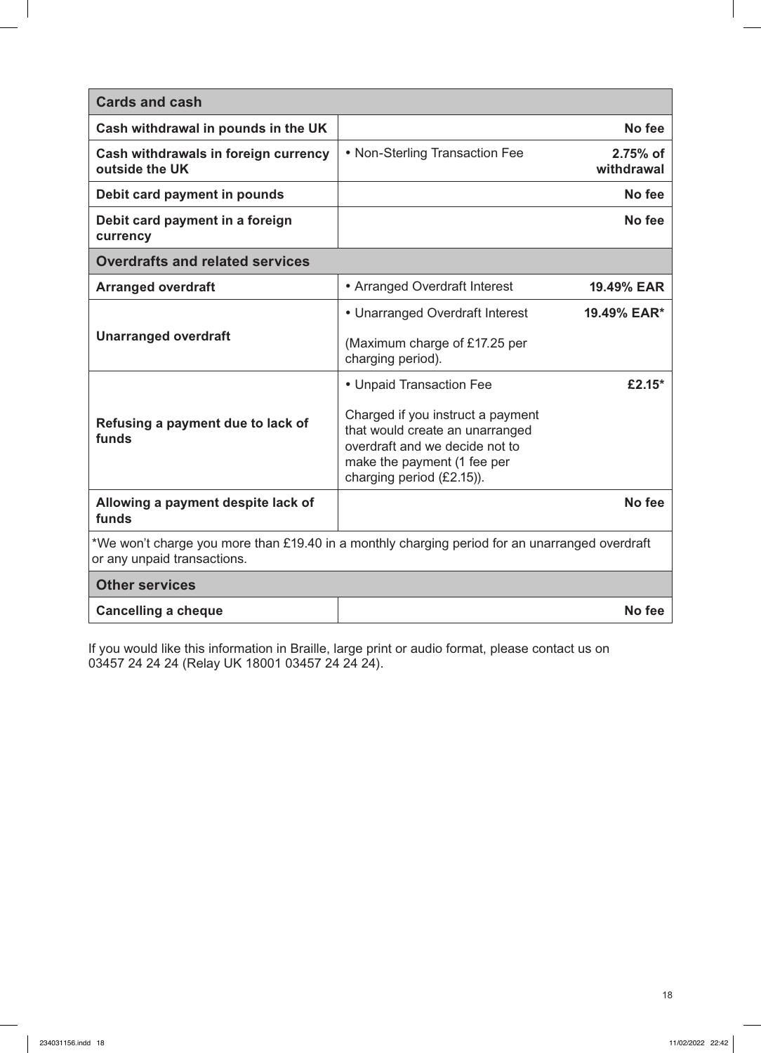| Cards and cash | | |
|---|---|---|
| **Cash withdrawal in pounds in the UK** | | **No fee** |
| **Cash withdrawals in foreign currency outside the UK** | • Non-Sterling Transaction Fee | **2.75% of withdrawal** |
| **Debit card payment in pounds** | | **No fee** |
| **Debit card payment in a foreign currency** | | **No fee** |
| **Overdrafts and related services** | | |
| **Arranged overdraft** | • Arranged Overdraft Interest | **19.49% EAR** |
| **Unarranged overdraft** | • Unarranged Overdraft Interest<br><br>(Maximum charge of £17.25 per charging period). | **19.49% EAR*** |
| **Refusing a payment due to lack of funds** | • Unpaid Transaction Fee<br><br>Charged if you instruct a payment that would create an unarranged overdraft and we decide not to make the payment (1 fee per charging period (£2.15)). | **£2.15*** |
| **Allowing a payment despite lack of funds** | | **No fee** |
| *We won't charge you more than £19.40 in a monthly charging period for an unarranged overdraft or any unpaid transactions. | | |
| **Other services** | | |
| **Cancelling a cheque** | | **No fee** |

If you would like this information in Braille, large print or audio format, please contact us on 03457 24 24 24 (Relay UK 18001 03457 24 24 24).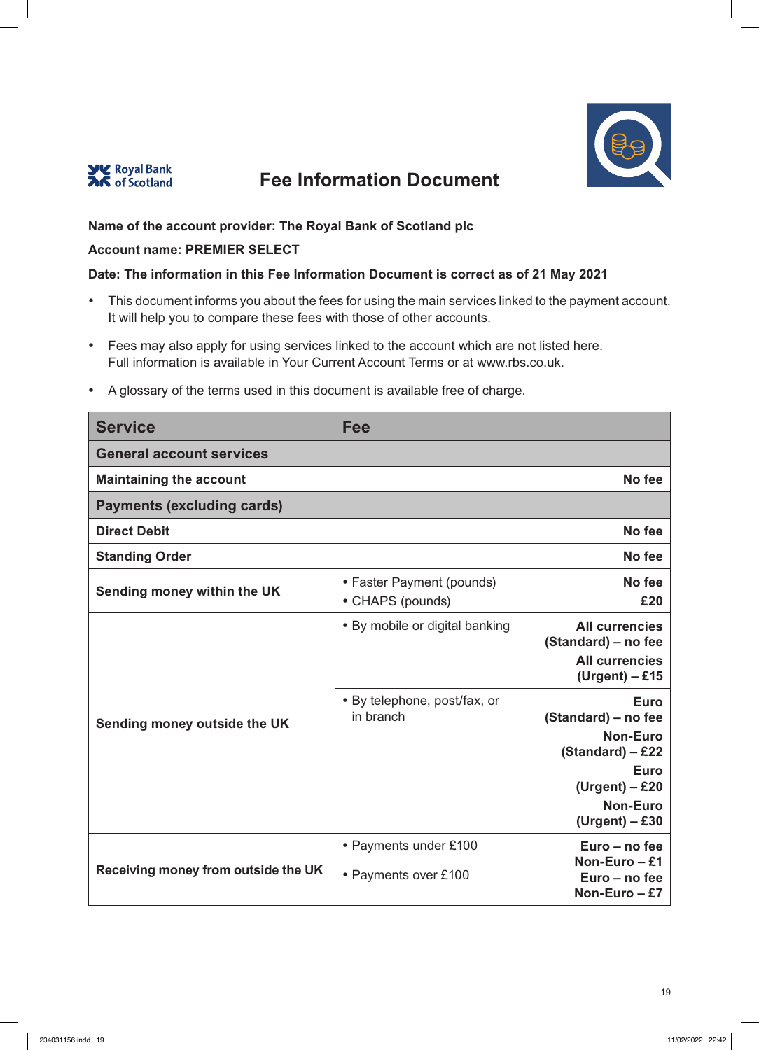# Fee Information Document

**Name of the account provider: The Royal Bank of Scotland plc**

**Account name: PREMIER SELECT**

**Date: The information in this Fee Information Document is correct as of 21 May 2021**

- This document informs you about the fees for using the main services linked to the payment account. It will help you to compare these fees with those of other accounts.
- Fees may also apply for using services linked to the account which are not listed here. Full information is available in Your Current Account Terms or at www.rbs.co.uk.
- A glossary of the terms used in this document is available free of charge.

| Service | Fee | |
|---|---|---|
| **General account services** | | |
| **Maintaining the account** | | **No fee** |
| **Payments (excluding cards)** | | |
| **Direct Debit** | | **No fee** |
| **Standing Order** | | **No fee** |
| **Sending money within the UK** | • Faster Payment (pounds)<br>• CHAPS (pounds) | **No fee**<br>**£20** |
| **Sending money outside the UK** | • By mobile or digital banking | **All currencies (Standard) – no fee**<br>**All currencies (Urgent) – £15** |
| | • By telephone, post/fax, or in branch | **Euro (Standard) – no fee**<br>**Non-Euro (Standard) – £22**<br>**Euro (Urgent) – £20**<br>**Non-Euro (Urgent) – £30** |
| **Receiving money from outside the UK** | • Payments under £100<br>• Payments over £100 | **Euro – no fee**<br>**Non-Euro – £1**<br>**Euro – no fee**<br>**Non-Euro – £7** |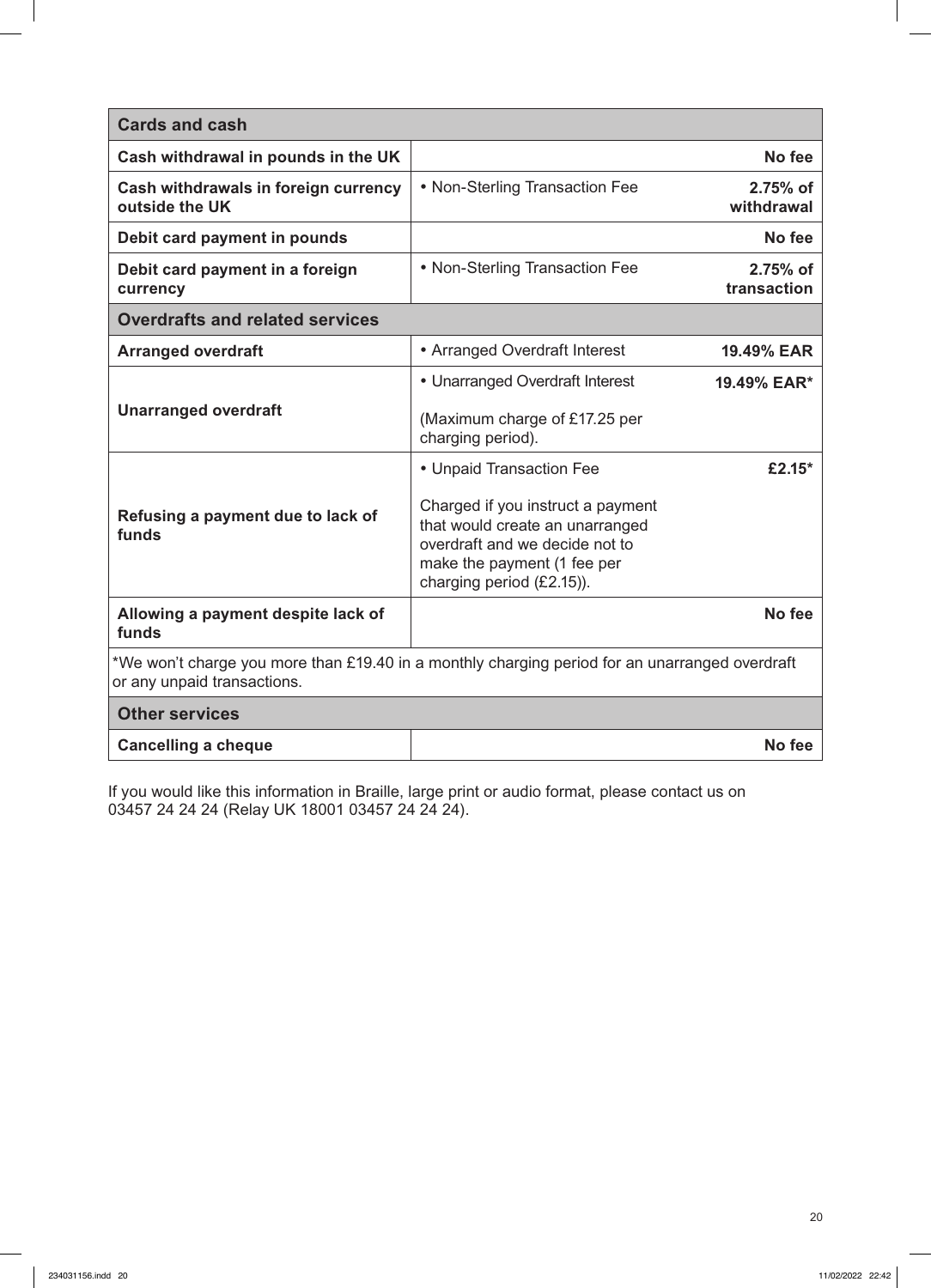| Cards and cash | | |
|---|---|---|
| **Cash withdrawal in pounds in the UK** | | **No fee** |
| **Cash withdrawals in foreign currency outside the UK** | • Non-Sterling Transaction Fee | **2.75% of withdrawal** |
| **Debit card payment in pounds** | | **No fee** |
| **Debit card payment in a foreign currency** | • Non-Sterling Transaction Fee | **2.75% of transaction** |
| **Overdrafts and related services** | | |
| **Arranged overdraft** | • Arranged Overdraft Interest | **19.49% EAR** |
| **Unarranged overdraft** | • Unarranged Overdraft Interest<br><br>(Maximum charge of £17.25 per charging period). | **19.49% EAR*** |
| **Refusing a payment due to lack of funds** | • Unpaid Transaction Fee<br><br>Charged if you instruct a payment that would create an unarranged overdraft and we decide not to make the payment (1 fee per charging period (£2.15)). | **£2.15*** |
| **Allowing a payment despite lack of funds** | | **No fee** |
| *We won't charge you more than £19.40 in a monthly charging period for an unarranged overdraft or any unpaid transactions. | | |
| **Other services** | | |
| **Cancelling a cheque** | | **No fee** |

If you would like this information in Braille, large print or audio format, please contact us on 03457 24 24 24 (Relay UK 18001 03457 24 24 24).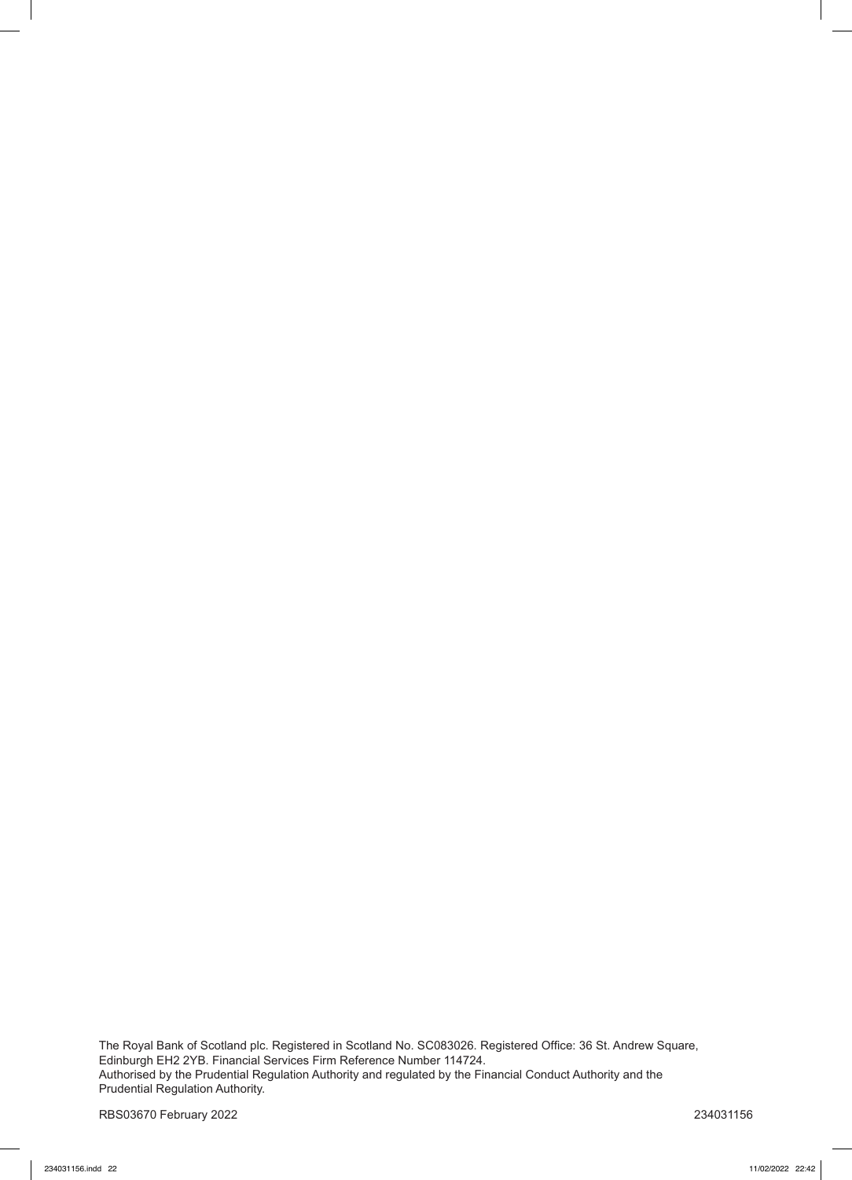The Royal Bank of Scotland plc. Registered in Scotland No. SC083026. Registered Office: 36 St. Andrew Square, Edinburgh EH2 2YB. Financial Services Firm Reference Number 114724.
Authorised by the Prudential Regulation Authority and regulated by the Financial Conduct Authority and the Prudential Regulation Authority.

RBS03670 February 2022

234031156